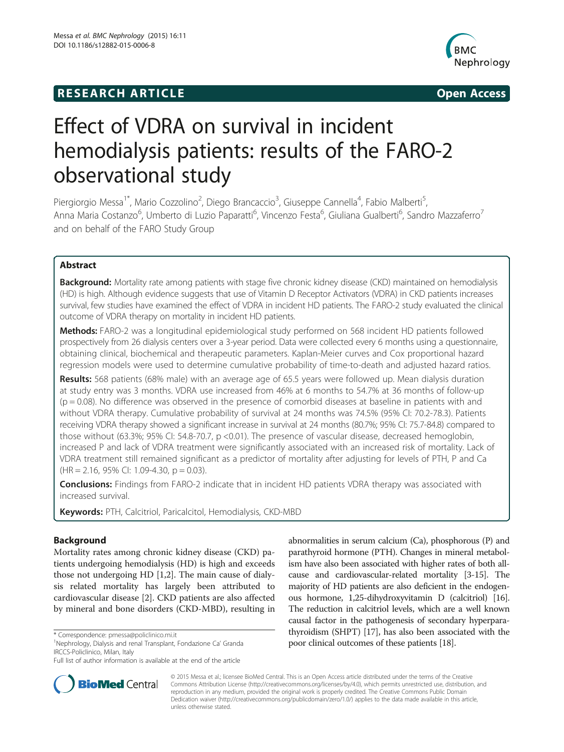**RESEARCH ARTICLE** **Open Access**

# Effect of VDRA on survival in incident hemodialysis patients: results of the FARO-2 observational study

Piergiorgio Messa[1*], Mario Cozzolino[2], Diego Brancaccio[3], Giuseppe Cannella[4], Fabio Malberti[5], Anna Maria Costanzo[6], Umberto di Luzio Paparatti[6], Vincenzo Festa[6], Giuliana Gualberti[6], Sandro Mazzaferro[7] and on behalf of the FARO Study Group

## Abstract

**Background:** Mortality rate among patients with stage five chronic kidney disease (CKD) maintained on hemodialysis (HD) is high. Although evidence suggests that use of Vitamin D Receptor Activators (VDRA) in CKD patients increases survival, few studies have examined the effect of VDRA in incident HD patients. The FARO-2 study evaluated the clinical outcome of VDRA therapy on mortality in incident HD patients.

**Methods:** FARO-2 was a longitudinal epidemiological study performed on 568 incident HD patients followed prospectively from 26 dialysis centers over a 3-year period. Data were collected every 6 months using a questionnaire, obtaining clinical, biochemical and therapeutic parameters. Kaplan-Meier curves and Cox proportional hazard regression models were used to determine cumulative probability of time-to-death and adjusted hazard ratios.

**Results:** 568 patients (68% male) with an average age of 65.5 years were followed up. Mean dialysis duration at study entry was 3 months. VDRA use increased from 46% at 6 months to 54.7% at 36 months of follow-up ($p = 0.08$). No difference was observed in the presence of comorbid diseases at baseline in patients with and without VDRA therapy. Cumulative probability of survival at 24 months was 74.5% (95% CI: 70.2-78.3). Patients receiving VDRA therapy showed a significant increase in survival at 24 months (80.7%; 95% CI: 75.7-84.8) compared to those without (63.3%; 95% CI: 54.8-70.7, $p < 0.01$). The presence of vascular disease, decreased hemoglobin, increased P and lack of VDRA treatment were significantly associated with an increased risk of mortality. Lack of VDRA treatment still remained significant as a predictor of mortality after adjusting for levels of PTH, P and Ca (HR = 2.16, 95% CI: 1.09-4.30, $p = 0.03$).

**Conclusions:** Findings from FARO-2 indicate that in incident HD patients VDRA therapy was associated with increased survival.

**Keywords:** PTH, Calcitriol, Paricalcitol, Hemodialysis, CKD-MBD

## Background

Mortality rates among chronic kidney disease (CKD) patients undergoing hemodialysis (HD) is high and exceeds those not undergoing HD [1,2]. The main cause of dialysis related mortality has largely been attributed to cardiovascular disease [2]. CKD patients are also affected by mineral and bone disorders (CKD-MBD), resulting in abnormalities in serum calcium (Ca), phosphorous (P) and parathyroid hormone (PTH). Changes in mineral metabolism have also been associated with higher rates of both all-cause and cardiovascular-related mortality [3-15]. The majority of HD patients are also deficient in the endogenous hormone, 1,25-dihydroxyvitamin D (calcitriol) [16]. The reduction in calcitriol levels, which are a well known causal factor in the pathogenesis of secondary hyperparathyroidism (SHPT) [17], has also been associated with the poor clinical outcomes of these patients [18].

\* Correspondence: pmessa@policlinico.mi.it
[1]Nephrology, Dialysis and renal Transplant, Fondazione Ca' Granda IRCCS-Policlinico, Milan, Italy
Full list of author information is available at the end of the article

© 2015 Messa et al.; licensee BioMed Central. This is an Open Access article distributed under the terms of the Creative Commons Attribution License (http://creativecommons.org/licenses/by/4.0), which permits unrestricted use, distribution, and reproduction in any medium, provided the original work is properly credited. The Creative Commons Public Domain Dedication waiver (http://creativecommons.org/publicdomain/zero/1.0/) applies to the data made available in this article, unless otherwise stated.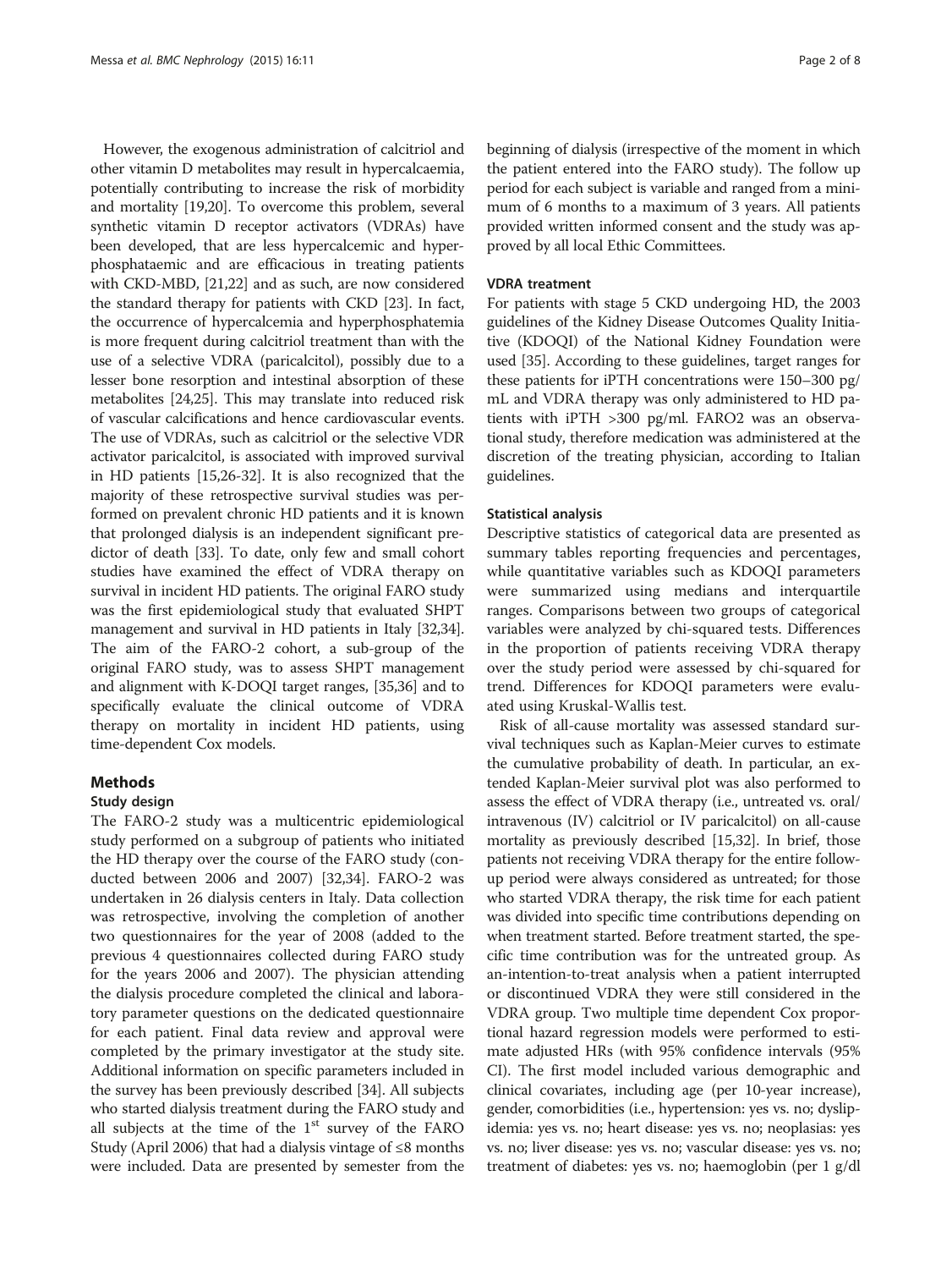However, the exogenous administration of calcitriol and other vitamin D metabolites may result in hypercalcaemia, potentially contributing to increase the risk of morbidity and mortality [19,20]. To overcome this problem, several synthetic vitamin D receptor activators (VDRAs) have been developed, that are less hypercalcemic and hyperphosphataemic and are efficacious in treating patients with CKD-MBD, [21,22] and as such, are now considered the standard therapy for patients with CKD [23]. In fact, the occurrence of hypercalcemia and hyperphosphatemia is more frequent during calcitriol treatment than with the use of a selective VDRA (paricalcitol), possibly due to a lesser bone resorption and intestinal absorption of these metabolites [24,25]. This may translate into reduced risk of vascular calcifications and hence cardiovascular events. The use of VDRAs, such as calcitriol or the selective VDR activator paricalcitol, is associated with improved survival in HD patients [15,26-32]. It is also recognized that the majority of these retrospective survival studies was performed on prevalent chronic HD patients and it is known that prolonged dialysis is an independent significant predictor of death [33]. To date, only few and small cohort studies have examined the effect of VDRA therapy on survival in incident HD patients. The original FARO study was the first epidemiological study that evaluated SHPT management and survival in HD patients in Italy [32,34]. The aim of the FARO-2 cohort, a sub-group of the original FARO study, was to assess SHPT management and alignment with K-DOQI target ranges, [35,36] and to specifically evaluate the clinical outcome of VDRA therapy on mortality in incident HD patients, using time-dependent Cox models.

## Methods

### Study design

The FARO-2 study was a multicentric epidemiological study performed on a subgroup of patients who initiated the HD therapy over the course of the FARO study (conducted between 2006 and 2007) [32,34]. FARO-2 was undertaken in 26 dialysis centers in Italy. Data collection was retrospective, involving the completion of another two questionnaires for the year of 2008 (added to the previous 4 questionnaires collected during FARO study for the years 2006 and 2007). The physician attending the dialysis procedure completed the clinical and laboratory parameter questions on the dedicated questionnaire for each patient. Final data review and approval were completed by the primary investigator at the study site. Additional information on specific parameters included in the survey has been previously described [34]. All subjects who started dialysis treatment during the FARO study and all subjects at the time of the 1[st] survey of the FARO Study (April 2006) that had a dialysis vintage of ≤8 months were included. Data are presented by semester from the beginning of dialysis (irrespective of the moment in which the patient entered into the FARO study). The follow up period for each subject is variable and ranged from a minimum of 6 months to a maximum of 3 years. All patients provided written informed consent and the study was approved by all local Ethic Committees.

### VDRA treatment

For patients with stage 5 CKD undergoing HD, the 2003 guidelines of the Kidney Disease Outcomes Quality Initiative (KDOQI) of the National Kidney Foundation were used [35]. According to these guidelines, target ranges for these patients for iPTH concentrations were 150–300 pg/mL and VDRA therapy was only administered to HD patients with iPTH >300 pg/ml. FARO2 was an observational study, therefore medication was administered at the discretion of the treating physician, according to Italian guidelines.

### Statistical analysis

Descriptive statistics of categorical data are presented as summary tables reporting frequencies and percentages, while quantitative variables such as KDOQI parameters were summarized using medians and interquartile ranges. Comparisons between two groups of categorical variables were analyzed by chi-squared tests. Differences in the proportion of patients receiving VDRA therapy over the study period were assessed by chi-squared for trend. Differences for KDOQI parameters were evaluated using Kruskal-Wallis test.

Risk of all-cause mortality was assessed standard survival techniques such as Kaplan-Meier curves to estimate the cumulative probability of death. In particular, an extended Kaplan-Meier survival plot was also performed to assess the effect of VDRA therapy (i.e., untreated vs. oral/intravenous (IV) calcitriol or IV paricalcitol) on all-cause mortality as previously described [15,32]. In brief, those patients not receiving VDRA therapy for the entire follow-up period were always considered as untreated; for those who started VDRA therapy, the risk time for each patient was divided into specific time contributions depending on when treatment started. Before treatment started, the specific time contribution was for the untreated group. As an-intention-to-treat analysis when a patient interrupted or discontinued VDRA they were still considered in the VDRA group. Two multiple time dependent Cox proportional hazard regression models were performed to estimate adjusted HRs (with 95% confidence intervals (95% CI). The first model included various demographic and clinical covariates, including age (per 10-year increase), gender, comorbidities (i.e., hypertension: yes vs. no; dyslipidemia: yes vs. no; heart disease: yes vs. no; neoplasias: yes vs. no; liver disease: yes vs. no; vascular disease: yes vs. no; treatment of diabetes: yes vs. no; haemoglobin (per 1 g/dl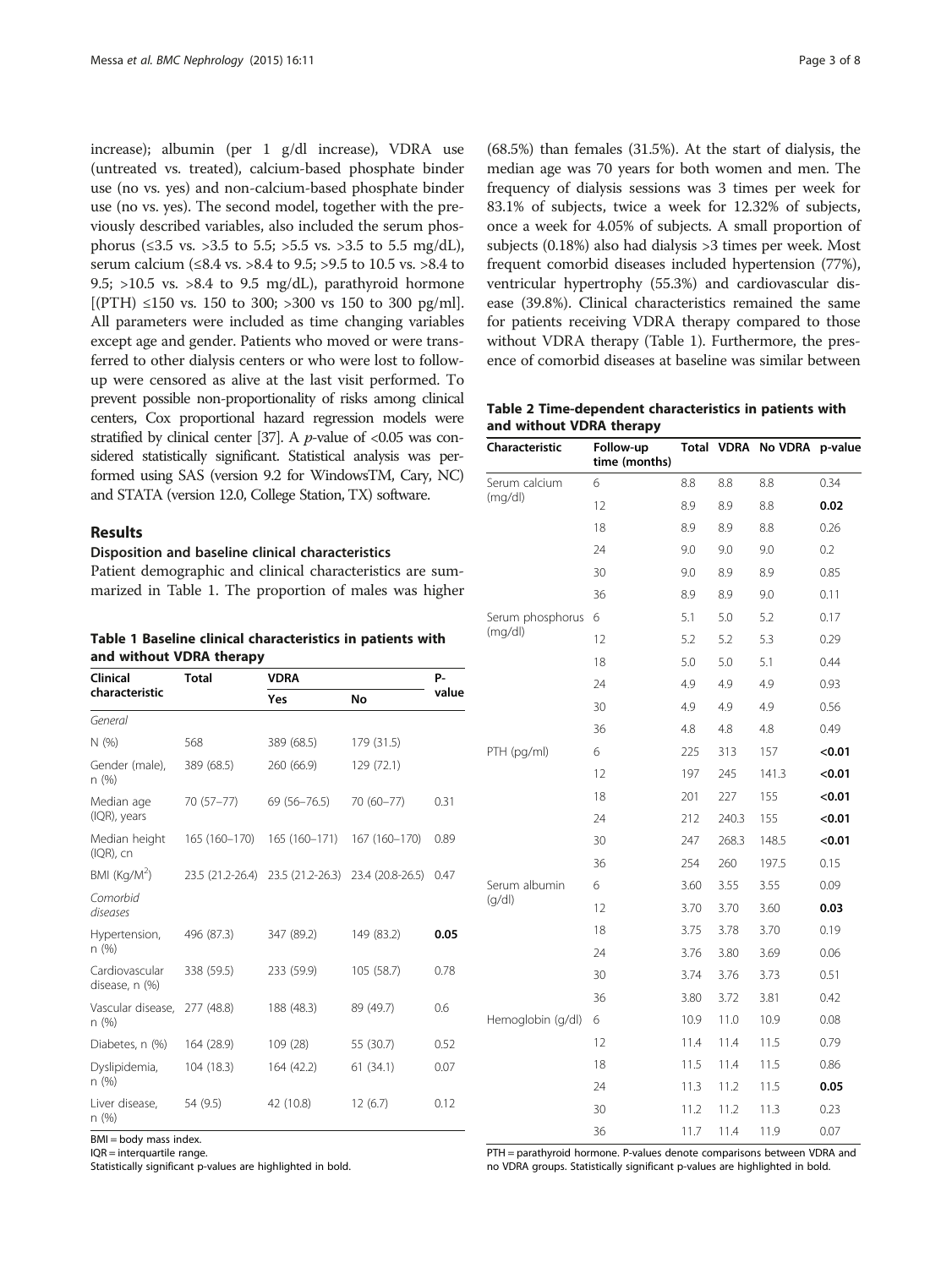increase); albumin (per 1 g/dl increase), VDRA use (untreated vs. treated), calcium-based phosphate binder use (no vs. yes) and non-calcium-based phosphate binder use (no vs. yes). The second model, together with the previously described variables, also included the serum phosphorus (≤3.5 vs. >3.5 to 5.5; >5.5 vs. >3.5 to 5.5 mg/dL), serum calcium (≤8.4 vs. >8.4 to 9.5; >9.5 to 10.5 vs. >8.4 to 9.5; >10.5 vs. >8.4 to 9.5 mg/dL), parathyroid hormone [(PTH) ≤150 vs. 150 to 300; >300 vs 150 to 300 pg/ml]. All parameters were included as time changing variables except age and gender. Patients who moved or were transferred to other dialysis centers or who were lost to follow-up were censored as alive at the last visit performed. To prevent possible non-proportionality of risks among clinical centers, Cox proportional hazard regression models were stratified by clinical center [37]. A $p$-value of <0.05 was considered statistically significant. Statistical analysis was performed using SAS (version 9.2 for WindowsTM, Cary, NC) and STATA (version 12.0, College Station, TX) software.

## Results

### Disposition and baseline clinical characteristics

Patient demographic and clinical characteristics are summarized in Table 1. The proportion of males was higher (68.5%) than females (31.5%). At the start of dialysis, the median age was 70 years for both women and men. The frequency of dialysis sessions was 3 times per week for 83.1% of subjects, twice a week for 12.32% of subjects, once a week for 4.05% of subjects. A small proportion of subjects (0.18%) also had dialysis >3 times per week. Most frequent comorbid diseases included hypertension (77%), ventricular hypertrophy (55.3%) and cardiovascular disease (39.8%). Clinical characteristics remained the same for patients receiving VDRA therapy compared to those without VDRA therapy (Table 1). Furthermore, the presence of comorbid diseases at baseline was similar between

**Table 1 Baseline clinical characteristics in patients with and without VDRA therapy**

| Clinical characteristic | Total | VDRA | | P-value |
|---|---|---|---|---|
| | | Yes | No | |
| *General* | | | | |
| N (%) | 568 | 389 (68.5) | 179 (31.5) | |
| Gender (male), n (%) | 389 (68.5) | 260 (66.9) | 129 (72.1) | |
| Median age (IQR), years | 70 (57–77) | 69 (56–76.5) | 70 (60–77) | 0.31 |
| Median height (IQR), cn | 165 (160–170) | 165 (160–171) | 167 (160–170) | 0.89 |
| BMI (Kg/M$^2$) | 23.5 (21.2-26.4) | 23.5 (21.2-26.3) | 23.4 (20.8-26.5) | 0.47 |
| *Comorbid diseases* | | | | |
| Hypertension, n (%) | 496 (87.3) | 347 (89.2) | 149 (83.2) | **0.05** |
| Cardiovascular disease, n (%) | 338 (59.5) | 233 (59.9) | 105 (58.7) | 0.78 |
| Vascular disease, n (%) | 277 (48.8) | 188 (48.3) | 89 (49.7) | 0.6 |
| Diabetes, n (%) | 164 (28.9) | 109 (28) | 55 (30.7) | 0.52 |
| Dyslipidemia, n (%) | 104 (18.3) | 164 (42.2) | 61 (34.1) | 0.07 |
| Liver disease, n (%) | 54 (9.5) | 42 (10.8) | 12 (6.7) | 0.12 |

BMI = body mass index.
IQR = interquartile range.
Statistically significant p-values are highlighted in bold.

**Table 2 Time-dependent characteristics in patients with and without VDRA therapy**

| Characteristic | Follow-up time (months) | Total | VDRA | No VDRA | p-value |
|---|---|---|---|---|---|
| Serum calcium (mg/dl) | 6 | 8.8 | 8.8 | 8.8 | 0.34 |
| | 12 | 8.9 | 8.9 | 8.8 | **0.02** |
| | 18 | 8.9 | 8.9 | 8.8 | 0.26 |
| | 24 | 9.0 | 9.0 | 9.0 | 0.2 |
| | 30 | 9.0 | 8.9 | 8.9 | 0.85 |
| | 36 | 8.9 | 8.9 | 9.0 | 0.11 |
| Serum phosphorus (mg/dl) | 6 | 5.1 | 5.0 | 5.2 | 0.17 |
| | 12 | 5.2 | 5.2 | 5.3 | 0.29 |
| | 18 | 5.0 | 5.0 | 5.1 | 0.44 |
| | 24 | 4.9 | 4.9 | 4.9 | 0.93 |
| | 30 | 4.9 | 4.9 | 4.9 | 0.56 |
| | 36 | 4.8 | 4.8 | 4.8 | 0.49 |
| PTH (pg/ml) | 6 | 225 | 313 | 157 | **<0.01** |
| | 12 | 197 | 245 | 141.3 | **<0.01** |
| | 18 | 201 | 227 | 155 | **<0.01** |
| | 24 | 212 | 240.3 | 155 | **<0.01** |
| | 30 | 247 | 268.3 | 148.5 | **<0.01** |
| | 36 | 254 | 260 | 197.5 | 0.15 |
| Serum albumin (g/dl) | 6 | 3.60 | 3.55 | 3.55 | 0.09 |
| | 12 | 3.70 | 3.70 | 3.60 | **0.03** |
| | 18 | 3.75 | 3.78 | 3.70 | 0.19 |
| | 24 | 3.76 | 3.80 | 3.69 | 0.06 |
| | 30 | 3.74 | 3.76 | 3.73 | 0.51 |
| | 36 | 3.80 | 3.72 | 3.81 | 0.42 |
| Hemoglobin (g/dl) | 6 | 10.9 | 11.0 | 10.9 | 0.08 |
| | 12 | 11.4 | 11.4 | 11.5 | 0.79 |
| | 18 | 11.5 | 11.4 | 11.5 | 0.86 |
| | 24 | 11.3 | 11.2 | 11.5 | **0.05** |
| | 30 | 11.2 | 11.2 | 11.3 | 0.23 |
| | 36 | 11.7 | 11.4 | 11.9 | 0.07 |

PTH = parathyroid hormone. P-values denote comparisons between VDRA and no VDRA groups. Statistically significant p-values are highlighted in bold.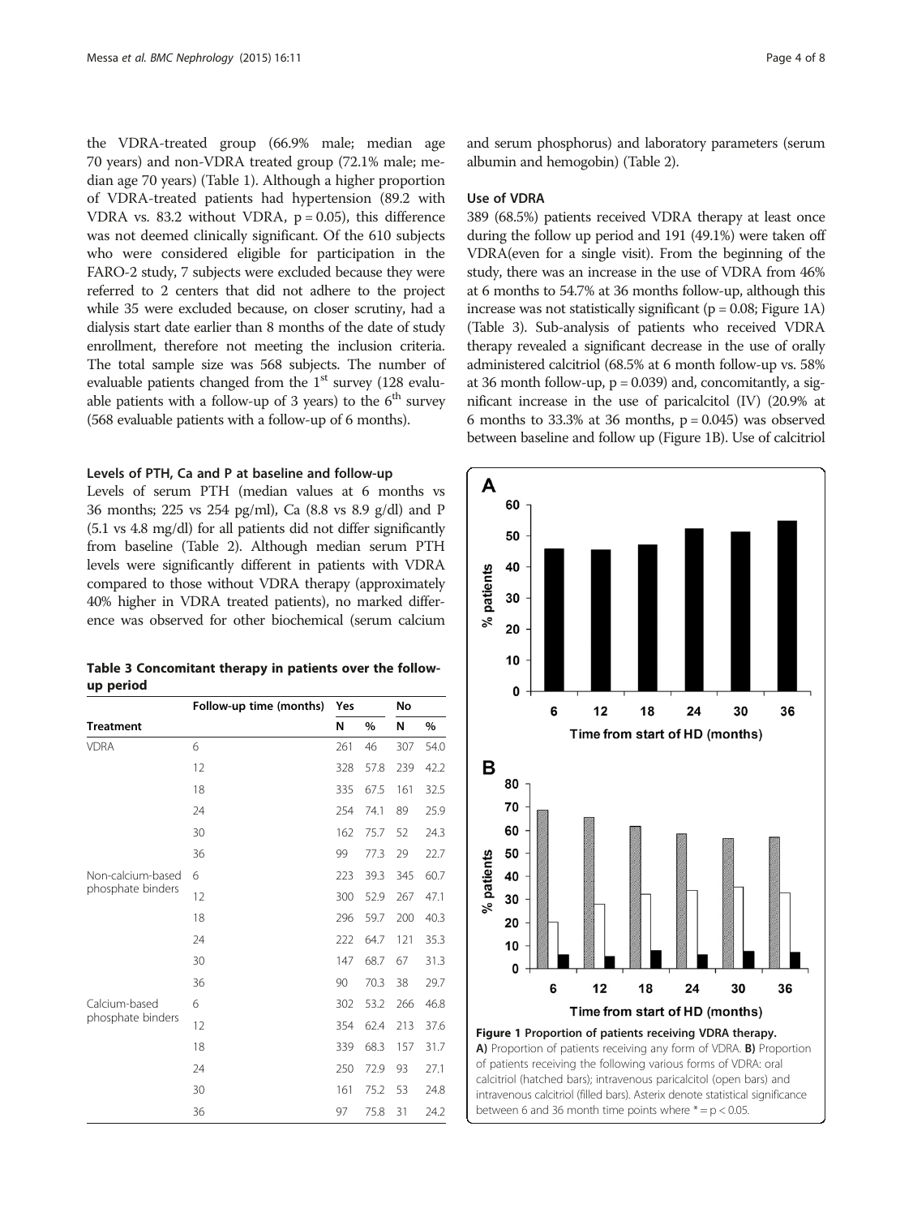the VDRA-treated group (66.9% male; median age 70 years) and non-VDRA treated group (72.1% male; median age 70 years) (Table 1). Although a higher proportion of VDRA-treated patients had hypertension (89.2 with VDRA vs. 83.2 without VDRA, $p = 0.05$), this difference was not deemed clinically significant. Of the 610 subjects who were considered eligible for participation in the FARO-2 study, 7 subjects were excluded because they were referred to 2 centers that did not adhere to the project while 35 were excluded because, on closer scrutiny, had a dialysis start date earlier than 8 months of the date of study enrollment, therefore not meeting the inclusion criteria. The total sample size was 568 subjects. The number of evaluable patients changed from the 1st survey (128 evaluable patients with a follow-up of 3 years) to the 6th survey (568 evaluable patients with a follow-up of 6 months).

### Levels of PTH, Ca and P at baseline and follow-up

Levels of serum PTH (median values at 6 months vs 36 months; 225 vs 254 pg/ml), Ca (8.8 vs 8.9 g/dl) and P (5.1 vs 4.8 mg/dl) for all patients did not differ significantly from baseline (Table 2). Although median serum PTH levels were significantly different in patients with VDRA compared to those without VDRA therapy (approximately 40% higher in VDRA treated patients), no marked difference was observed for other biochemical (serum calcium and serum phosphorus) and laboratory parameters (serum albumin and hemogobin) (Table 2).

### Use of VDRA

389 (68.5%) patients received VDRA therapy at least once during the follow up period and 191 (49.1%) were taken off VDRA(even for a single visit). From the beginning of the study, there was an increase in the use of VDRA from 46% at 6 months to 54.7% at 36 months follow-up, although this increase was not statistically significant ($p = 0.08$; Figure 1A) (Table 3). Sub-analysis of patients who received VDRA therapy revealed a significant decrease in the use of orally administered calcitriol (68.5% at 6 month follow-up vs. 58% at 36 month follow-up, $p = 0.039$) and, concomitantly, a significant increase in the use of paricalcitol (IV) (20.9% at 6 months to 33.3% at 36 months, $p = 0.045$) was observed between baseline and follow up (Figure 1B). Use of calcitriol

**Table 3 Concomitant therapy in patients over the follow-up period**

| Treatment | Follow-up time (months) | Yes | | No | |
|---|---|---|---|---|---|
| | | N | % | N | % |
| VDRA | 6 | 261 | 46 | 307 | 54.0 |
| | 12 | 328 | 57.8 | 239 | 42.2 |
| | 18 | 335 | 67.5 | 161 | 32.5 |
| | 24 | 254 | 74.1 | 89 | 25.9 |
| | 30 | 162 | 75.7 | 52 | 24.3 |
| | 36 | 99 | 77.3 | 29 | 22.7 |
| Non-calcium-based phosphate binders | 6 | 223 | 39.3 | 345 | 60.7 |
| | 12 | 300 | 52.9 | 267 | 47.1 |
| | 18 | 296 | 59.7 | 200 | 40.3 |
| | 24 | 222 | 64.7 | 121 | 35.3 |
| | 30 | 147 | 68.7 | 67 | 31.3 |
| | 36 | 90 | 70.3 | 38 | 29.7 |
| Calcium-based phosphate binders | 6 | 302 | 53.2 | 266 | 46.8 |
| | 12 | 354 | 62.4 | 213 | 37.6 |
| | 18 | 339 | 68.3 | 157 | 31.7 |
| | 24 | 250 | 72.9 | 93 | 27.1 |
| | 30 | 161 | 75.2 | 53 | 24.8 |
| | 36 | 97 | 75.8 | 31 | 24.2 |

**Figure 1 Proportion of patients receiving VDRA therapy.** **A)** Proportion of patients receiving any form of VDRA. **B)** Proportion of patients receiving the following various forms of VDRA: oral calcitriol (hatched bars); intravenous paricalcitol (open bars) and intravenous calcitriol (filled bars). Asterix denote statistical significance between 6 and 36 month time points where * = $p < 0.05$.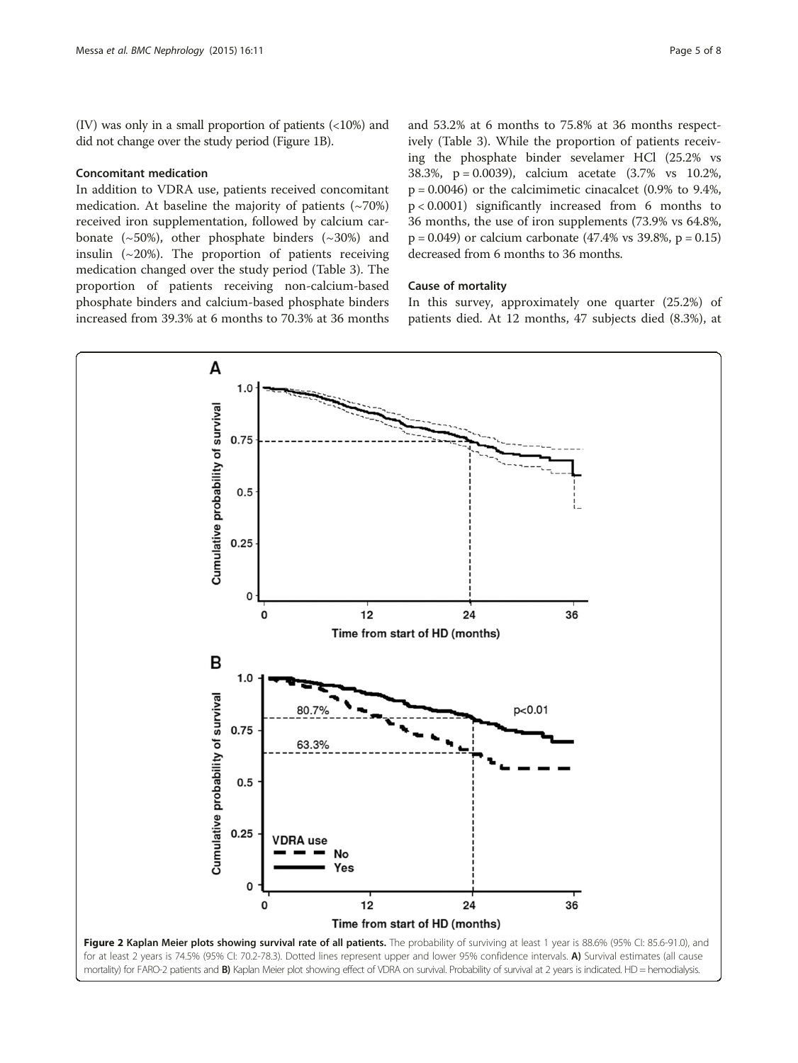(IV) was only in a small proportion of patients (<10%) and did not change over the study period (Figure 1B).

### Concomitant medication

In addition to VDRA use, patients received concomitant medication. At baseline the majority of patients (~70%) received iron supplementation, followed by calcium carbonate (~50%), other phosphate binders (~30%) and insulin (~20%). The proportion of patients receiving medication changed over the study period (Table 3). The proportion of patients receiving non-calcium-based phosphate binders and calcium-based phosphate binders increased from 39.3% at 6 months to 70.3% at 36 months and 53.2% at 6 months to 75.8% at 36 months respectively (Table 3). While the proportion of patients receiving the phosphate binder sevelamer HCl (25.2% vs 38.3%, $p = 0.0039$), calcium acetate (3.7% vs 10.2%, $p = 0.0046$) or the calcimimetic cinacalcet (0.9% to 9.4%, $p < 0.0001$) significantly increased from 6 months to 36 months, the use of iron supplements (73.9% vs 64.8%, $p = 0.049$) or calcium carbonate (47.4% vs 39.8%, $p = 0.15$) decreased from 6 months to 36 months.

### Cause of mortality

In this survey, approximately one quarter (25.2%) of patients died. At 12 months, 47 subjects died (8.3%), at

**Figure 2 Kaplan Meier plots showing survival rate of all patients.** The probability of surviving at least 1 year is 88.6% (95% CI: 85.6-91.0), and for at least 2 years is 74.5% (95% CI: 70.2-78.3). Dotted lines represent upper and lower 95% confidence intervals. **A)** Survival estimates (all cause mortality) for FARO-2 patients and **B)** Kaplan Meier plot showing effect of VDRA on survival. Probability of survival at 2 years is indicated. HD = hemodialysis.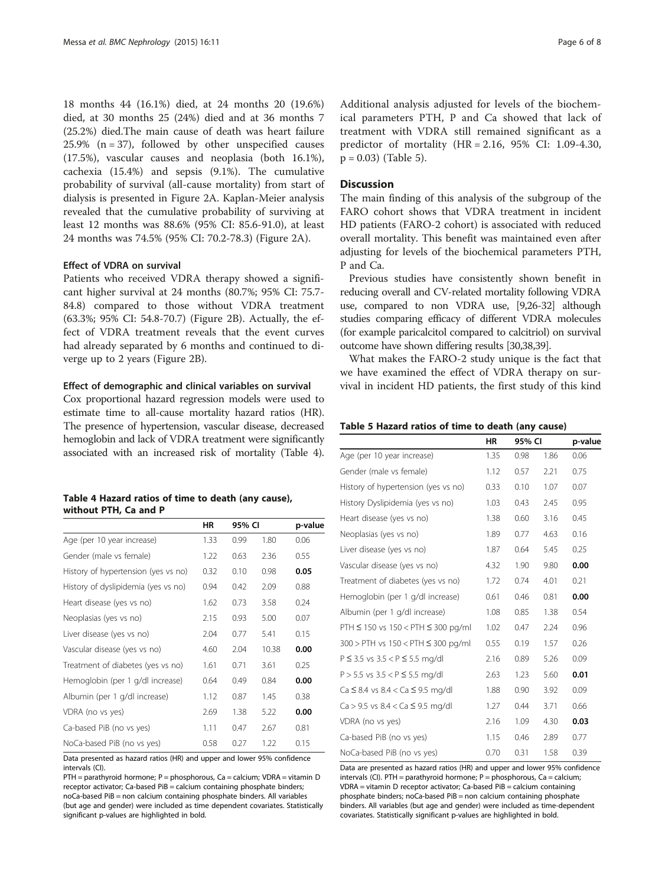18 months 44 (16.1%) died, at 24 months 20 (19.6%) died, at 30 months 25 (24%) died and at 36 months 7 (25.2%) died.The main cause of death was heart failure 25.9% (n = 37), followed by other unspecified causes (17.5%), vascular causes and neoplasia (both 16.1%), cachexia (15.4%) and sepsis (9.1%). The cumulative probability of survival (all-cause mortality) from start of dialysis is presented in Figure 2A. Kaplan-Meier analysis revealed that the cumulative probability of surviving at least 12 months was 88.6% (95% CI: 85.6-91.0), at least 24 months was 74.5% (95% CI: 70.2-78.3) (Figure 2A).

### Effect of VDRA on survival

Patients who received VDRA therapy showed a significant higher survival at 24 months (80.7%; 95% CI: 75.7-84.8) compared to those without VDRA treatment (63.3%; 95% CI: 54.8-70.7) (Figure 2B). Actually, the effect of VDRA treatment reveals that the event curves had already separated by 6 months and continued to diverge up to 2 years (Figure 2B).

### Effect of demographic and clinical variables on survival

Cox proportional hazard regression models were used to estimate time to all-cause mortality hazard ratios (HR). The presence of hypertension, vascular disease, decreased hemoglobin and lack of VDRA treatment were significantly associated with an increased risk of mortality (Table 4).

**Table 4 Hazard ratios of time to death (any cause), without PTH, Ca and P**

| | HR | 95% CI | | p-value |
|---|---|---|---|---|
| Age (per 10 year increase) | 1.33 | 0.99 | 1.80 | 0.06 |
| Gender (male vs female) | 1.22 | 0.63 | 2.36 | 0.55 |
| History of hypertension (yes vs no) | 0.32 | 0.10 | 0.98 | **0.05** |
| History of dyslipidemia (yes vs no) | 0.94 | 0.42 | 2.09 | 0.88 |
| Heart disease (yes vs no) | 1.62 | 0.73 | 3.58 | 0.24 |
| Neoplasias (yes vs no) | 2.15 | 0.93 | 5.00 | 0.07 |
| Liver disease (yes vs no) | 2.04 | 0.77 | 5.41 | 0.15 |
| Vascular disease (yes vs no) | 4.60 | 2.04 | 10.38 | **0.00** |
| Treatment of diabetes (yes vs no) | 1.61 | 0.71 | 3.61 | 0.25 |
| Hemoglobin (per 1 g/dl increase) | 0.64 | 0.49 | 0.84 | **0.00** |
| Albumin (per 1 g/dl increase) | 1.12 | 0.87 | 1.45 | 0.38 |
| VDRA (no vs yes) | 2.69 | 1.38 | 5.22 | **0.00** |
| Ca-based PiB (no vs yes) | 1.11 | 0.47 | 2.67 | 0.81 |
| NoCa-based PiB (no vs yes) | 0.58 | 0.27 | 1.22 | 0.15 |

Data presented as hazard ratios (HR) and upper and lower 95% confidence intervals (CI).
PTH = parathyroid hormone; P = phosphorous, Ca = calcium; VDRA = vitamin D receptor activator; Ca-based PiB = calcium containing phosphate binders; noCa-based PiB = non calcium containing phosphate binders. All variables (but age and gender) were included as time dependent covariates. Statistically significant p-values are highlighted in bold.

Additional analysis adjusted for levels of the biochemical parameters PTH, P and Ca showed that lack of treatment with VDRA still remained significant as a predictor of mortality (HR = 2.16, 95% CI: 1.09-4.30, p = 0.03) (Table 5).

## Discussion

The main finding of this analysis of the subgroup of the FARO cohort shows that VDRA treatment in incident HD patients (FARO-2 cohort) is associated with reduced overall mortality. This benefit was maintained even after adjusting for levels of the biochemical parameters PTH, P and Ca.

Previous studies have consistently shown benefit in reducing overall and CV-related mortality following VDRA use, compared to non VDRA use, [9,26-32] although studies comparing efficacy of different VDRA molecules (for example paricalcitol compared to calcitriol) on survival outcome have shown differing results [30,38,39].

What makes the FARO-2 study unique is the fact that we have examined the effect of VDRA therapy on survival in incident HD patients, the first study of this kind

**Table 5 Hazard ratios of time to death (any cause)**

| | HR | 95% CI | | p-value |
|---|---|---|---|---|
| Age (per 10 year increase) | 1.35 | 0.98 | 1.86 | 0.06 |
| Gender (male vs female) | 1.12 | 0.57 | 2.21 | 0.75 |
| History of hypertension (yes vs no) | 0.33 | 0.10 | 1.07 | 0.07 |
| History Dyslipidemia (yes vs no) | 1.03 | 0.43 | 2.45 | 0.95 |
| Heart disease (yes vs no) | 1.38 | 0.60 | 3.16 | 0.45 |
| Neoplasias (yes vs no) | 1.89 | 0.77 | 4.63 | 0.16 |
| Liver disease (yes vs no) | 1.87 | 0.64 | 5.45 | 0.25 |
| Vascular disease (yes vs no) | 4.32 | 1.90 | 9.80 | **0.00** |
| Treatment of diabetes (yes vs no) | 1.72 | 0.74 | 4.01 | 0.21 |
| Hemoglobin (per 1 g/dl increase) | 0.61 | 0.46 | 0.81 | **0.00** |
| Albumin (per 1 g/dl increase) | 1.08 | 0.85 | 1.38 | 0.54 |
| PTH ≤ 150 vs 150 < PTH ≤ 300 pg/ml | 1.02 | 0.47 | 2.24 | 0.96 |
| 300 > PTH vs 150 < PTH ≤ 300 pg/ml | 0.55 | 0.19 | 1.57 | 0.26 |
| P ≤ 3.5 vs 3.5 < P ≤ 5.5 mg/dl | 2.16 | 0.89 | 5.26 | 0.09 |
| P > 5.5 vs 3.5 < P ≤ 5.5 mg/dl | 2.63 | 1.23 | 5.60 | **0.01** |
| Ca ≤ 8.4 vs 8.4 < Ca ≤ 9.5 mg/dl | 1.88 | 0.90 | 3.92 | 0.09 |
| Ca > 9.5 vs 8.4 < Ca ≤ 9.5 mg/dl | 1.27 | 0.44 | 3.71 | 0.66 |
| VDRA (no vs yes) | 2.16 | 1.09 | 4.30 | **0.03** |
| Ca-based PiB (no vs yes) | 1.15 | 0.46 | 2.89 | 0.77 |
| NoCa-based PiB (no vs yes) | 0.70 | 0.31 | 1.58 | 0.39 |

Data are presented as hazard ratios (HR) and upper and lower 95% confidence intervals (CI). PTH = parathyroid hormone; P = phosphorous, Ca = calcium; VDRA = vitamin D receptor activator; Ca-based PiB = calcium containing phosphate binders; noCa-based PiB = non calcium containing phosphate binders. All variables (but age and gender) were included as time-dependent covariates. Statistically significant p-values are highlighted in bold.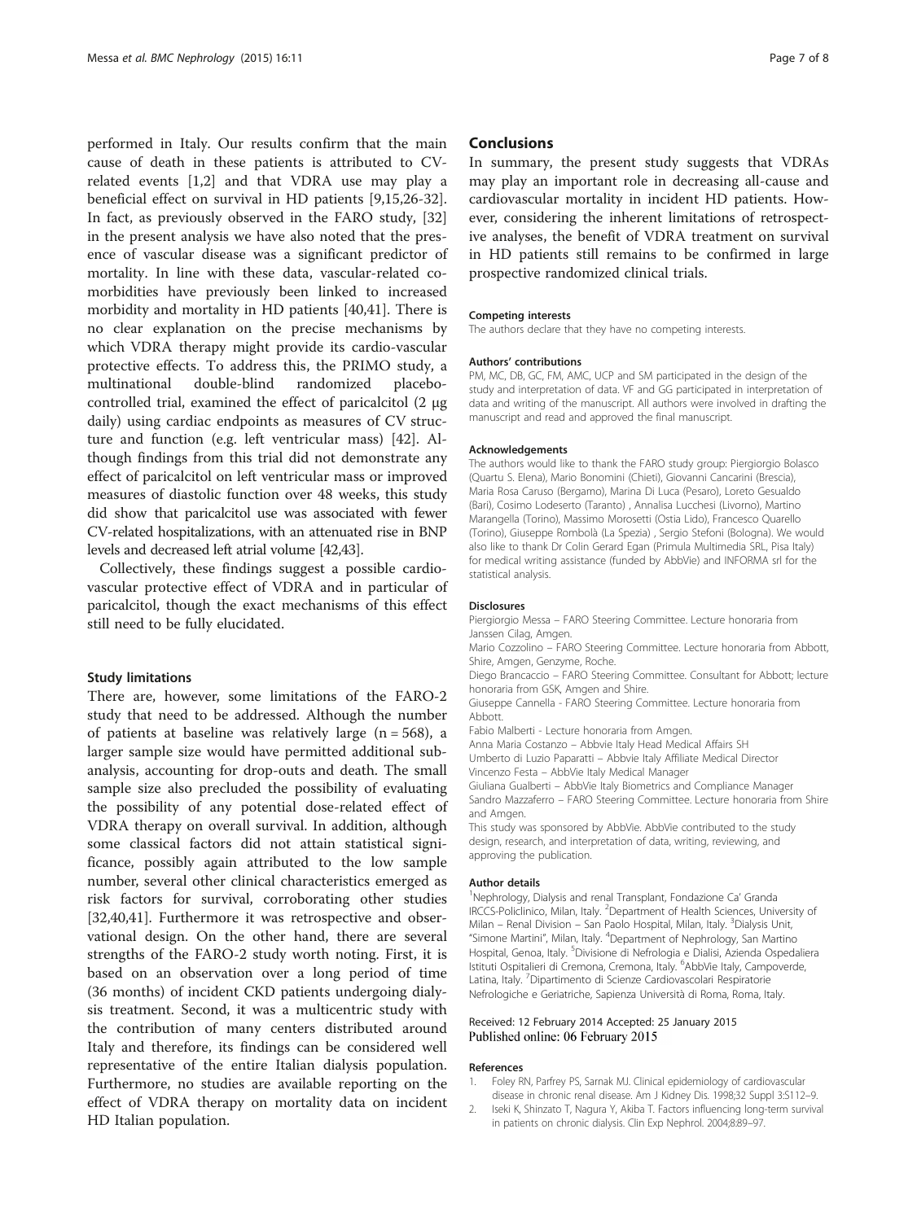performed in Italy. Our results confirm that the main cause of death in these patients is attributed to CV-related events [1,2] and that VDRA use may play a beneficial effect on survival in HD patients [9,15,26-32]. In fact, as previously observed in the FARO study, [32] in the present analysis we have also noted that the presence of vascular disease was a significant predictor of mortality. In line with these data, vascular-related comorbidities have previously been linked to increased morbidity and mortality in HD patients [40,41]. There is no clear explanation on the precise mechanisms by which VDRA therapy might provide its cardio-vascular protective effects. To address this, the PRIMO study, a multinational double-blind randomized placebo-controlled trial, examined the effect of paricalcitol (2 μg daily) using cardiac endpoints as measures of CV structure and function (e.g. left ventricular mass) [42]. Although findings from this trial did not demonstrate any effect of paricalcitol on left ventricular mass or improved measures of diastolic function over 48 weeks, this study did show that paricalcitol use was associated with fewer CV-related hospitalizations, with an attenuated rise in BNP levels and decreased left atrial volume [42,43].

Collectively, these findings suggest a possible cardiovascular protective effect of VDRA and in particular of paricalcitol, though the exact mechanisms of this effect still need to be fully elucidated.

### Study limitations

There are, however, some limitations of the FARO-2 study that need to be addressed. Although the number of patients at baseline was relatively large (n = 568), a larger sample size would have permitted additional sub-analysis, accounting for drop-outs and death. The small sample size also precluded the possibility of evaluating the possibility of any potential dose-related effect of VDRA therapy on overall survival. In addition, although some classical factors did not attain statistical significance, possibly again attributed to the low sample number, several other clinical characteristics emerged as risk factors for survival, corroborating other studies [32,40,41]. Furthermore it was retrospective and observational design. On the other hand, there are several strengths of the FARO-2 study worth noting. First, it is based on an observation over a long period of time (36 months) of incident CKD patients undergoing dialysis treatment. Second, it was a multicentric study with the contribution of many centers distributed around Italy and therefore, its findings can be considered well representative of the entire Italian dialysis population. Furthermore, no studies are available reporting on the effect of VDRA therapy on mortality data on incident HD Italian population.

## Conclusions

In summary, the present study suggests that VDRAs may play an important role in decreasing all-cause and cardiovascular mortality in incident HD patients. However, considering the inherent limitations of retrospective analyses, the benefit of VDRA treatment on survival in HD patients still remains to be confirmed in large prospective randomized clinical trials.

#### Competing interests

The authors declare that they have no competing interests.

#### Authors' contributions

PM, MC, DB, GC, FM, AMC, UCP and SM participated in the design of the study and interpretation of data. VF and GG participated in interpretation of data and writing of the manuscript. All authors were involved in drafting the manuscript and read and approved the final manuscript.

#### Acknowledgements

The authors would like to thank the FARO study group: Piergiorgio Bolasco (Quartu S. Elena), Mario Bonomini (Chieti), Giovanni Cancarini (Brescia), Maria Rosa Caruso (Bergamo), Marina Di Luca (Pesaro), Loreto Gesualdo (Bari), Cosimo Lodeserto (Taranto) , Annalisa Lucchesi (Livorno), Martino Marangella (Torino), Massimo Morosetti (Ostia Lido), Francesco Quarello (Torino), Giuseppe Rombolà (La Spezia) , Sergio Stefoni (Bologna). We would also like to thank Dr Colin Gerard Egan (Primula Multimedia SRL, Pisa Italy) for medical writing assistance (funded by AbbVie) and INFORMA srl for the statistical analysis.

#### Disclosures

Piergiorgio Messa – FARO Steering Committee. Lecture honoraria from Janssen Cilag, Amgen.
Mario Cozzolino – FARO Steering Committee. Lecture honoraria from Abbott, Shire, Amgen, Genzyme, Roche.
Diego Brancaccio – FARO Steering Committee. Consultant for Abbott; lecture honoraria from GSK, Amgen and Shire.
Giuseppe Cannella - FARO Steering Committee. Lecture honoraria from Abbott.
Fabio Malberti - Lecture honoraria from Amgen.
Anna Maria Costanzo – Abbvie Italy Head Medical Affairs SH
Umberto di Luzio Paparatti – Abbvie Italy Affiliate Medical Director
Vincenzo Festa – AbbVie Italy Medical Manager
Giuliana Gualberti – AbbVie Italy Biometrics and Compliance Manager
Sandro Mazzaferro – FARO Steering Committee. Lecture honoraria from Shire and Amgen.
This study was sponsored by AbbVie. AbbVie contributed to the study design, research, and interpretation of data, writing, reviewing, and approving the publication.

#### Author details

[1]Nephrology, Dialysis and renal Transplant, Fondazione Ca' Granda IRCCS-Policlinico, Milan, Italy. [2]Department of Health Sciences, University of Milan – Renal Division – San Paolo Hospital, Milan, Italy. [3]Dialysis Unit, "Simone Martini", Milan, Italy. [4]Department of Nephrology, San Martino Hospital, Genoa, Italy. [5]Divisione di Nefrologia e Dialisi, Azienda Ospedaliera Istituti Ospitalieri di Cremona, Cremona, Italy. [6]AbbVie Italy, Campoverde, Latina, Italy. [7]Dipartimento di Scienze Cardiovascolari Respiratorie Nefrologiche e Geriatriche, Sapienza Università di Roma, Roma, Italy.

Received: 12 February 2014 Accepted: 25 January 2015
Published online: 06 February 2015

#### References

1. Foley RN, Parfrey PS, Sarnak MJ. Clinical epidemiology of cardiovascular disease in chronic renal disease. Am J Kidney Dis. 1998;32 Suppl 3:S112–9.
2. Iseki K, Shinzato T, Nagura Y, Akiba T. Factors influencing long-term survival in patients on chronic dialysis. Clin Exp Nephrol. 2004;8:89–97.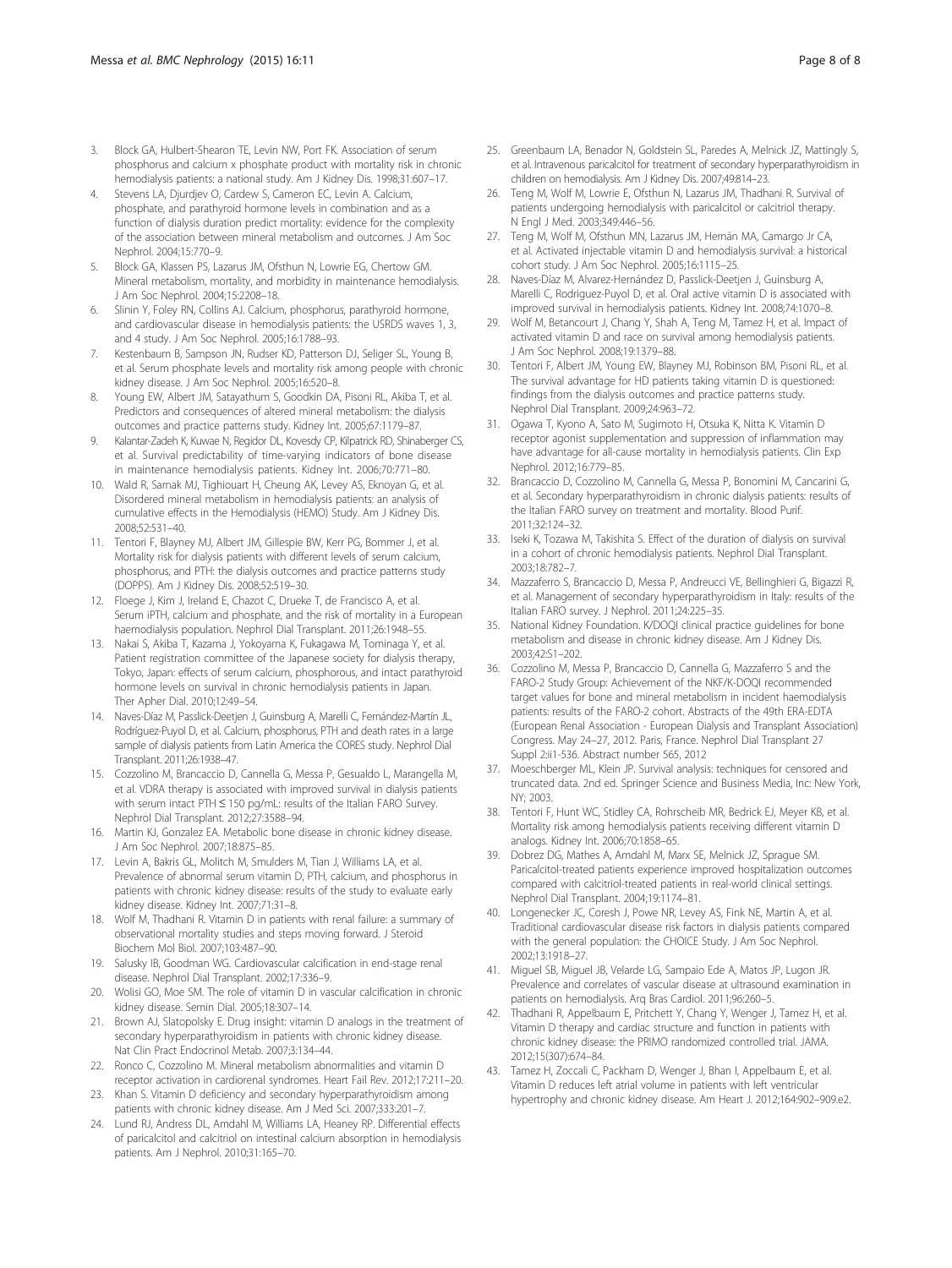3. Block GA, Hulbert-Shearon TE, Levin NW, Port FK. Association of serum phosphorus and calcium x phosphate product with mortality risk in chronic hemodialysis patients: a national study. Am J Kidney Dis. 1998;31:607–17.
4. Stevens LA, Djurdjev O, Cardew S, Cameron EC, Levin A. Calcium, phosphate, and parathyroid hormone levels in combination and as a function of dialysis duration predict mortality: evidence for the complexity of the association between mineral metabolism and outcomes. J Am Soc Nephrol. 2004;15:770–9.
5. Block GA, Klassen PS, Lazarus JM, Ofsthun N, Lowrie EG, Chertow GM. Mineral metabolism, mortality, and morbidity in maintenance hemodialysis. J Am Soc Nephrol. 2004;15:2208–18.
6. Slinin Y, Foley RN, Collins AJ. Calcium, phosphorus, parathyroid hormone, and cardiovascular disease in hemodialysis patients: the USRDS waves 1, 3, and 4 study. J Am Soc Nephrol. 2005;16:1788–93.
7. Kestenbaum B, Sampson JN, Rudser KD, Patterson DJ, Seliger SL, Young B, et al. Serum phosphate levels and mortality risk among people with chronic kidney disease. J Am Soc Nephrol. 2005;16:520–8.
8. Young EW, Albert JM, Satayathum S, Goodkin DA, Pisoni RL, Akiba T, et al. Predictors and consequences of altered mineral metabolism: the dialysis outcomes and practice patterns study. Kidney Int. 2005;67:1179–87.
9. Kalantar-Zadeh K, Kuwae N, Regidor DL, Kovesdy CP, Kilpatrick RD, Shinaberger CS, et al. Survival predictability of time-varying indicators of bone disease in maintenance hemodialysis patients. Kidney Int. 2006;70:771–80.
10. Wald R, Sarnak MJ, Tighiouart H, Cheung AK, Levey AS, Eknoyan G, et al. Disordered mineral metabolism in hemodialysis patients: an analysis of cumulative effects in the Hemodialysis (HEMO) Study. Am J Kidney Dis. 2008;52:531–40.
11. Tentori F, Blayney MJ, Albert JM, Gillespie BW, Kerr PG, Bommer J, et al. Mortality risk for dialysis patients with different levels of serum calcium, phosphorus, and PTH: the dialysis outcomes and practice patterns study (DOPPS). Am J Kidney Dis. 2008;52:519–30.
12. Floege J, Kim J, Ireland E, Chazot C, Drueke T, de Francisco A, et al. Serum iPTH, calcium and phosphate, and the risk of mortality in a European haemodialysis population. Nephrol Dial Transplant. 2011;26:1948–55.
13. Nakai S, Akiba T, Kazama J, Yokoyama K, Fukagawa M, Tominaga Y, et al. Patient registration committee of the Japanese society for dialysis therapy, Tokyo, Japan: effects of serum calcium, phosphorous, and intact parathyroid hormone levels on survival in chronic hemodialysis patients in Japan. Ther Apher Dial. 2010;12:49–54.
14. Naves-Díaz M, Passlick-Deetjen J, Guinsburg A, Marelli C, Fernández-Martín JL, Rodríguez-Puyol D, et al. Calcium, phosphorus, PTH and death rates in a large sample of dialysis patients from Latin America the CORES study. Nephrol Dial Transplant. 2011;26:1938–47.
15. Cozzolino M, Brancaccio D, Cannella G, Messa P, Gesualdo L, Marangella M, et al. VDRA therapy is associated with improved survival in dialysis patients with serum intact PTH ≤ 150 pg/mL: results of the Italian FARO Survey. Nephrol Dial Transplant. 2012;27:3588–94.
16. Martin KJ, Gonzalez EA. Metabolic bone disease in chronic kidney disease. J Am Soc Nephrol. 2007;18:875–85.
17. Levin A, Bakris GL, Molitch M, Smulders M, Tian J, Williams LA, et al. Prevalence of abnormal serum vitamin D, PTH, calcium, and phosphorus in patients with chronic kidney disease: results of the study to evaluate early kidney disease. Kidney Int. 2007;71:31–8.
18. Wolf M, Thadhani R. Vitamin D in patients with renal failure: a summary of observational mortality studies and steps moving forward. J Steroid Biochem Mol Biol. 2007;103:487–90.
19. Salusky IB, Goodman WG. Cardiovascular calcification in end-stage renal disease. Nephrol Dial Transplant. 2002;17:336–9.
20. Wolisi GO, Moe SM. The role of vitamin D in vascular calcification in chronic kidney disease. Semin Dial. 2005;18:307–14.
21. Brown AJ, Slatopolsky E. Drug insight: vitamin D analogs in the treatment of secondary hyperparathyroidism in patients with chronic kidney disease. Nat Clin Pract Endocrinol Metab. 2007;3:134–44.
22. Ronco C, Cozzolino M. Mineral metabolism abnormalities and vitamin D receptor activation in cardiorenal syndromes. Heart Fail Rev. 2012;17:211–20.
23. Khan S. Vitamin D deficiency and secondary hyperparathyroidism among patients with chronic kidney disease. Am J Med Sci. 2007;333:201–7.
24. Lund RJ, Andress DL, Amdahl M, Williams LA, Heaney RP. Differential effects of paricalcitol and calcitriol on intestinal calcium absorption in hemodialysis patients. Am J Nephrol. 2010;31:165–70.
25. Greenbaum LA, Benador N, Goldstein SL, Paredes A, Melnick JZ, Mattingly S, et al. Intravenous paricalcitol for treatment of secondary hyperparathyroidism in children on hemodialysis. Am J Kidney Dis. 2007;49:814–23.
26. Teng M, Wolf M, Lowrie E, Ofsthun N, Lazarus JM, Thadhani R. Survival of patients undergoing hemodialysis with paricalcitol or calcitriol therapy. N Engl J Med. 2003;349:446–56.
27. Teng M, Wolf M, Ofsthun MN, Lazarus JM, Hernán MA, Camargo Jr CA, et al. Activated injectable vitamin D and hemodialysis survival: a historical cohort study. J Am Soc Nephrol. 2005;16:1115–25.
28. Naves-Díaz M, Alvarez-Hernández D, Passlick-Deetjen J, Guinsburg A, Marelli C, Rodriguez-Puyol D, et al. Oral active vitamin D is associated with improved survival in hemodialysis patients. Kidney Int. 2008;74:1070–8.
29. Wolf M, Betancourt J, Chang Y, Shah A, Teng M, Tamez H, et al. Impact of activated vitamin D and race on survival among hemodialysis patients. J Am Soc Nephrol. 2008;19:1379–88.
30. Tentori F, Albert JM, Young EW, Blayney MJ, Robinson BM, Pisoni RL, et al. The survival advantage for HD patients taking vitamin D is questioned: findings from the dialysis outcomes and practice patterns study. Nephrol Dial Transplant. 2009;24:963–72.
31. Ogawa T, Kyono A, Sato M, Sugimoto H, Otsuka K, Nitta K. Vitamin D receptor agonist supplementation and suppression of inflammation may have advantage for all-cause mortality in hemodialysis patients. Clin Exp Nephrol. 2012;16:779–85.
32. Brancaccio D, Cozzolino M, Cannella G, Messa P, Bonomini M, Cancarini G, et al. Secondary hyperparathyroidism in chronic dialysis patients: results of the Italian FARO survey on treatment and mortality. Blood Purif. 2011;32:124–32.
33. Iseki K, Tozawa M, Takishita S. Effect of the duration of dialysis on survival in a cohort of chronic hemodialysis patients. Nephrol Dial Transplant. 2003;18:782–7.
34. Mazzaferro S, Brancaccio D, Messa P, Andreucci VE, Bellinghieri G, Bigazzi R, et al. Management of secondary hyperparathyroidism in Italy: results of the Italian FARO survey. J Nephrol. 2011;24:225–35.
35. National Kidney Foundation. K/DOQI clinical practice guidelines for bone metabolism and disease in chronic kidney disease. Am J Kidney Dis. 2003;42:S1–202.
36. Cozzolino M, Messa P, Brancaccio D, Cannella G, Mazzaferro S and the FARO-2 Study Group: Achievement of the NKF/K-DOQI recommended target values for bone and mineral metabolism in incident haemodialysis patients: results of the FARO-2 cohort. Abstracts of the 49th ERA-EDTA (European Renal Association - European Dialysis and Transplant Association) Congress. May 24–27, 2012. Paris, France. Nephrol Dial Transplant 27 Suppl 2:ii1-536. Abstract number 565, 2012
37. Moeschberger ML, Klein JP. Survival analysis: techniques for censored and truncated data. 2nd ed. Springer Science and Business Media, Inc: New York, NY; 2003.
38. Tentori F, Hunt WC, Stidley CA, Rohrscheib MR, Bedrick EJ, Meyer KB, et al. Mortality risk among hemodialysis patients receiving different vitamin D analogs. Kidney Int. 2006;70:1858–65.
39. Dobrez DG, Mathes A, Amdahl M, Marx SE, Melnick JZ, Sprague SM. Paricalcitol-treated patients experience improved hospitalization outcomes compared with calcitriol-treated patients in real-world clinical settings. Nephrol Dial Transplant. 2004;19:1174–81.
40. Longenecker JC, Coresh J, Powe NR, Levey AS, Fink NE, Martin A, et al. Traditional cardiovascular disease risk factors in dialysis patients compared with the general population: the CHOICE Study. J Am Soc Nephrol. 2002;13:1918–27.
41. Miguel SB, Miguel JB, Velarde LG, Sampaio Ede A, Matos JP, Lugon JR. Prevalence and correlates of vascular disease at ultrasound examination in patients on hemodialysis. Arq Bras Cardiol. 2011;96:260–5.
42. Thadhani R, Appelbaum E, Pritchett Y, Chang Y, Wenger J, Tamez H, et al. Vitamin D therapy and cardiac structure and function in patients with chronic kidney disease: the PRIMO randomized controlled trial. JAMA. 2012;15(307):674–84.
43. Tamez H, Zoccali C, Packham D, Wenger J, Bhan I, Appelbaum E, et al. Vitamin D reduces left atrial volume in patients with left ventricular hypertrophy and chronic kidney disease. Am Heart J. 2012;164:902–909.e2.